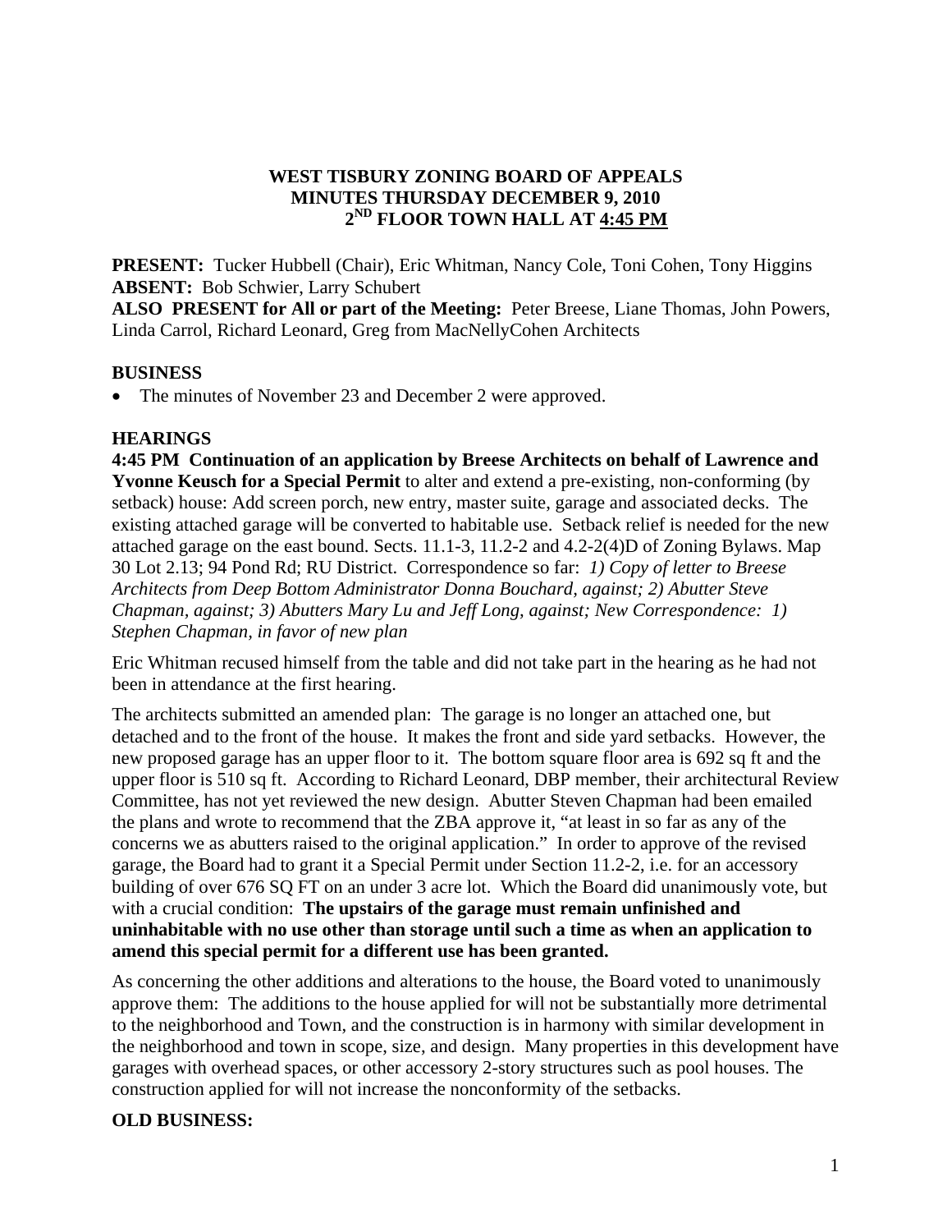# WEST TISBURY ZONING BOARD OF APPEALS
## MINUTES THURSDAY DECEMBER 9, 2010
## 2ND FLOOR TOWN HALL AT 4:45 PM

**PRESENT:** Tucker Hubbell (Chair), Eric Whitman, Nancy Cole, Toni Cohen, Tony Higgins
**ABSENT:** Bob Schwier, Larry Schubert
**ALSO PRESENT for All or part of the Meeting:** Peter Breese, Liane Thomas, John Powers, Linda Carrol, Richard Leonard, Greg from MacNellyCohen Architects

### BUSINESS

- The minutes of November 23 and December 2 were approved.

### HEARINGS

**4:45 PM Continuation of an application by Breese Architects on behalf of Lawrence and Yvonne Keusch for a Special Permit** to alter and extend a pre-existing, non-conforming (by setback) house: Add screen porch, new entry, master suite, garage and associated decks. The existing attached garage will be converted to habitable use. Setback relief is needed for the new attached garage on the east bound. Sects. 11.1-3, 11.2-2 and 4.2-2(4)D of Zoning Bylaws. Map 30 Lot 2.13; 94 Pond Rd; RU District. Correspondence so far: *1) Copy of letter to Breese Architects from Deep Bottom Administrator Donna Bouchard, against; 2) Abutter Steve Chapman, against; 3) Abutters Mary Lu and Jeff Long, against; New Correspondence: 1) Stephen Chapman, in favor of new plan*

Eric Whitman recused himself from the table and did not take part in the hearing as he had not been in attendance at the first hearing.

The architects submitted an amended plan: The garage is no longer an attached one, but detached and to the front of the house. It makes the front and side yard setbacks. However, the new proposed garage has an upper floor to it. The bottom square floor area is 692 sq ft and the upper floor is 510 sq ft. According to Richard Leonard, DBP member, their architectural Review Committee, has not yet reviewed the new design. Abutter Steven Chapman had been emailed the plans and wrote to recommend that the ZBA approve it, "at least in so far as any of the concerns we as abutters raised to the original application." In order to approve of the revised garage, the Board had to grant it a Special Permit under Section 11.2-2, i.e. for an accessory building of over 676 SQ FT on an under 3 acre lot. Which the Board did unanimously vote, but with a crucial condition: **The upstairs of the garage must remain unfinished and uninhabitable with no use other than storage until such a time as when an application to amend this special permit for a different use has been granted.**

As concerning the other additions and alterations to the house, the Board voted to unanimously approve them: The additions to the house applied for will not be substantially more detrimental to the neighborhood and Town, and the construction is in harmony with similar development in the neighborhood and town in scope, size, and design. Many properties in this development have garages with overhead spaces, or other accessory 2-story structures such as pool houses. The construction applied for will not increase the nonconformity of the setbacks.

### OLD BUSINESS: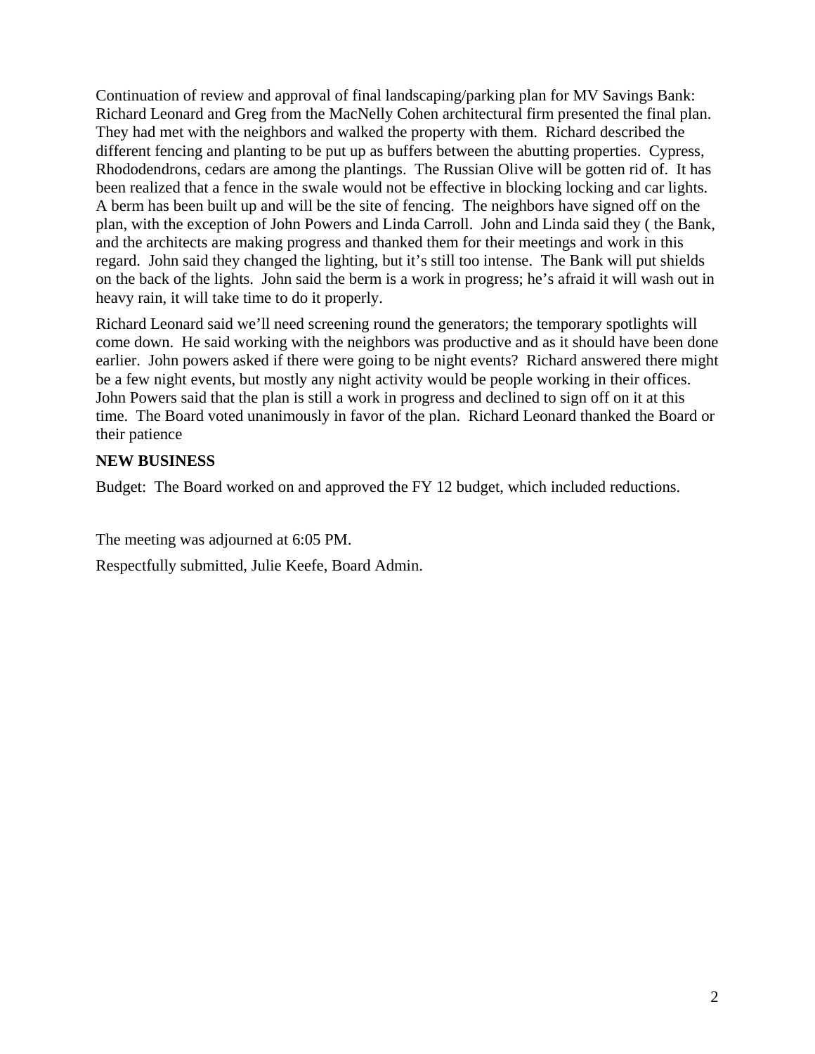Continuation of review and approval of final landscaping/parking plan for MV Savings Bank: Richard Leonard and Greg from the MacNelly Cohen architectural firm presented the final plan. They had met with the neighbors and walked the property with them. Richard described the different fencing and planting to be put up as buffers between the abutting properties. Cypress, Rhododendrons, cedars are among the plantings. The Russian Olive will be gotten rid of. It has been realized that a fence in the swale would not be effective in blocking locking and car lights. A berm has been built up and will be the site of fencing. The neighbors have signed off on the plan, with the exception of John Powers and Linda Carroll. John and Linda said they ( the Bank, and the architects are making progress and thanked them for their meetings and work in this regard. John said they changed the lighting, but it's still too intense. The Bank will put shields on the back of the lights. John said the berm is a work in progress; he's afraid it will wash out in heavy rain, it will take time to do it properly.

Richard Leonard said we'll need screening round the generators; the temporary spotlights will come down. He said working with the neighbors was productive and as it should have been done earlier. John powers asked if there were going to be night events? Richard answered there might be a few night events, but mostly any night activity would be people working in their offices. John Powers said that the plan is still a work in progress and declined to sign off on it at this time. The Board voted unanimously in favor of the plan. Richard Leonard thanked the Board or their patience

**NEW BUSINESS**

Budget: The Board worked on and approved the FY 12 budget, which included reductions.

The meeting was adjourned at 6:05 PM.

Respectfully submitted, Julie Keefe, Board Admin.